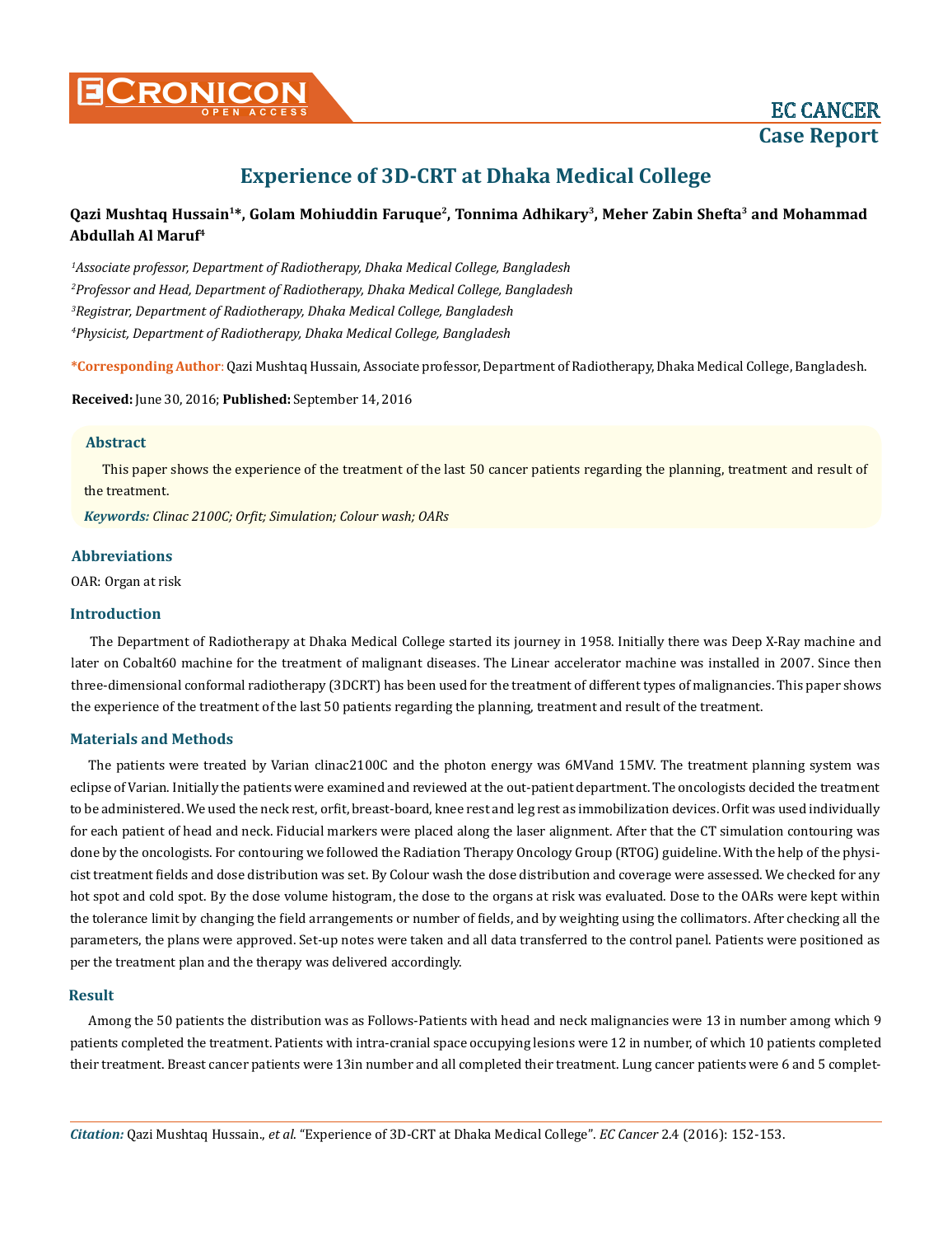# Experience of 3D-CRT at Dhaka Medical College

**Qazi Mushtaq Hussain[1]\*, Golam Mohiuddin Faruque[2], Tonnima Adhikary[3], Meher Zabin Shefta[3] and Mohammad Abdullah Al Maruf[4]**

*[1]Associate professor, Department of Radiotherapy, Dhaka Medical College, Bangladesh*

*[2]Professor and Head, Department of Radiotherapy, Dhaka Medical College, Bangladesh*

*[3]Registrar, Department of Radiotherapy, Dhaka Medical College, Bangladesh*

*[4]Physicist, Department of Radiotherapy, Dhaka Medical College, Bangladesh*

**\*Corresponding Author**: Qazi Mushtaq Hussain, Associate professor, Department of Radiotherapy, Dhaka Medical College, Bangladesh.

**Received:** June 30, 2016; **Published:** September 14, 2016

### Abstract

This paper shows the experience of the treatment of the last 50 cancer patients regarding the planning, treatment and result of the treatment.

***Keywords:*** *Clinac 2100C; Orfit; Simulation; Colour wash; OARs*

## Abbreviations

OAR: Organ at risk

## Introduction

The Department of Radiotherapy at Dhaka Medical College started its journey in 1958. Initially there was Deep X-Ray machine and later on Cobalt60 machine for the treatment of malignant diseases. The Linear accelerator machine was installed in 2007. Since then three-dimensional conformal radiotherapy (3DCRT) has been used for the treatment of different types of malignancies. This paper shows the experience of the treatment of the last 50 patients regarding the planning, treatment and result of the treatment.

## Materials and Methods

The patients were treated by Varian clinac2100C and the photon energy was 6MVand 15MV. The treatment planning system was eclipse of Varian. Initially the patients were examined and reviewed at the out-patient department. The oncologists decided the treatment to be administered. We used the neck rest, orfit, breast-board, knee rest and leg rest as immobilization devices. Orfit was used individually for each patient of head and neck. Fiducial markers were placed along the laser alignment. After that the CT simulation contouring was done by the oncologists. For contouring we followed the Radiation Therapy Oncology Group (RTOG) guideline. With the help of the physicist treatment fields and dose distribution was set. By Colour wash the dose distribution and coverage were assessed. We checked for any hot spot and cold spot. By the dose volume histogram, the dose to the organs at risk was evaluated. Dose to the OARs were kept within the tolerance limit by changing the field arrangements or number of fields, and by weighting using the collimators. After checking all the parameters, the plans were approved. Set-up notes were taken and all data transferred to the control panel. Patients were positioned as per the treatment plan and the therapy was delivered accordingly.

## Result

Among the 50 patients the distribution was as Follows-Patients with head and neck malignancies were 13 in number among which 9 patients completed the treatment. Patients with intra-cranial space occupying lesions were 12 in number, of which 10 patients completed their treatment. Breast cancer patients were 13in number and all completed their treatment. Lung cancer patients were 6 and 5 complet-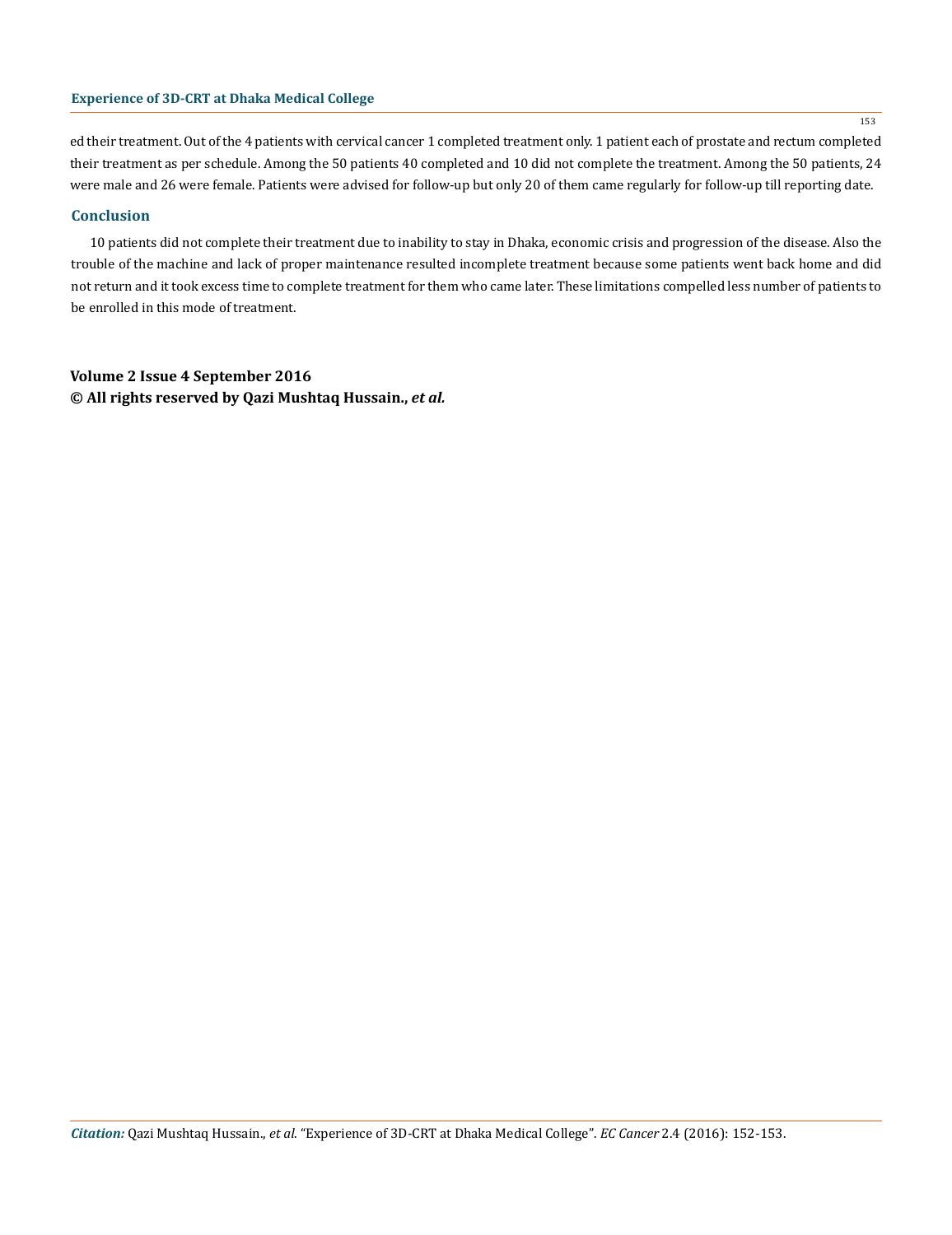ed their treatment. Out of the 4 patients with cervical cancer 1 completed treatment only. 1 patient each of prostate and rectum completed their treatment as per schedule. Among the 50 patients 40 completed and 10 did not complete the treatment. Among the 50 patients, 24 were male and 26 were female. Patients were advised for follow-up but only 20 of them came regularly for follow-up till reporting date.

## Conclusion

10 patients did not complete their treatment due to inability to stay in Dhaka, economic crisis and progression of the disease. Also the trouble of the machine and lack of proper maintenance resulted incomplete treatment because some patients went back home and did not return and it took excess time to complete treatment for them who came later. These limitations compelled less number of patients to be enrolled in this mode of treatment.

**Volume 2 Issue 4 September 2016**
**© All rights reserved by Qazi Mushtaq Hussain., *et al.***